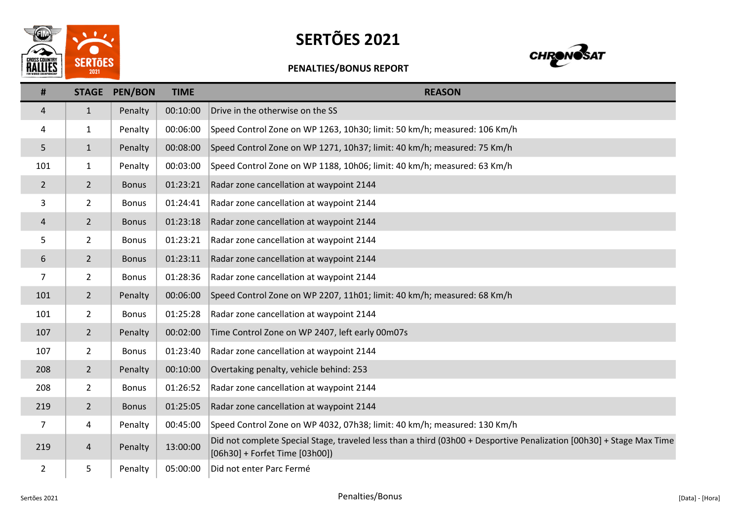# SERTÕES 2021

## PENALTIES/BONUS REPORT

| # | STAGE | PEN/BON | TIME | REASON |
|---|---|---|---|---|
| 4 | 1 | Penalty | 00:10:00 | Drive in the otherwise on the SS |
| 4 | 1 | Penalty | 00:06:00 | Speed Control Zone on WP 1263, 10h30; limit: 50 km/h; measured: 106 Km/h |
| 5 | 1 | Penalty | 00:08:00 | Speed Control Zone on WP 1271, 10h37; limit: 40 km/h; measured: 75 Km/h |
| 101 | 1 | Penalty | 00:03:00 | Speed Control Zone on WP 1188, 10h06; limit: 40 km/h; measured: 63 Km/h |
| 2 | 2 | Bonus | 01:23:21 | Radar zone cancellation at waypoint 2144 |
| 3 | 2 | Bonus | 01:24:41 | Radar zone cancellation at waypoint 2144 |
| 4 | 2 | Bonus | 01:23:18 | Radar zone cancellation at waypoint 2144 |
| 5 | 2 | Bonus | 01:23:21 | Radar zone cancellation at waypoint 2144 |
| 6 | 2 | Bonus | 01:23:11 | Radar zone cancellation at waypoint 2144 |
| 7 | 2 | Bonus | 01:28:36 | Radar zone cancellation at waypoint 2144 |
| 101 | 2 | Penalty | 00:06:00 | Speed Control Zone on WP 2207, 11h01; limit: 40 km/h; measured: 68 Km/h |
| 101 | 2 | Bonus | 01:25:28 | Radar zone cancellation at waypoint 2144 |
| 107 | 2 | Penalty | 00:02:00 | Time Control Zone on WP 2407, left early 00m07s |
| 107 | 2 | Bonus | 01:23:40 | Radar zone cancellation at waypoint 2144 |
| 208 | 2 | Penalty | 00:10:00 | Overtaking penalty, vehicle behind: 253 |
| 208 | 2 | Bonus | 01:26:52 | Radar zone cancellation at waypoint 2144 |
| 219 | 2 | Bonus | 01:25:05 | Radar zone cancellation at waypoint 2144 |
| 7 | 4 | Penalty | 00:45:00 | Speed Control Zone on WP 4032, 07h38; limit: 40 km/h; measured: 130 Km/h |
| 219 | 4 | Penalty | 13:00:00 | Did not complete Special Stage, traveled less than a third (03h00 + Desportive Penalization [00h30] + Stage Max Time [06h30] + Forfet Time [03h00]) |
| 2 | 5 | Penalty | 05:00:00 | Did not enter Parc Fermé |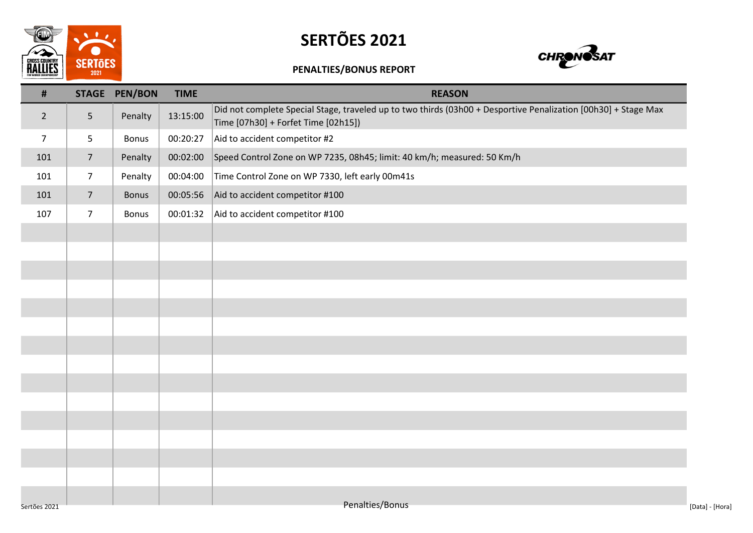# SERTÕES 2021

## PENALTIES/BONUS REPORT

| # | STAGE | PEN/BON | TIME | REASON |
|---|---|---|---|---|
| 2 | 5 | Penalty | 13:15:00 | Did not complete Special Stage, traveled up to two thirds (03h00 + Desportive Penalization [00h30] + Stage Max Time [07h30] + Forfet Time [02h15]) |
| 7 | 5 | Bonus | 00:20:27 | Aid to accident competitor #2 |
| 101 | 7 | Penalty | 00:02:00 | Speed Control Zone on WP 7235, 08h45; limit: 40 km/h; measured: 50 Km/h |
| 101 | 7 | Penalty | 00:04:00 | Time Control Zone on WP 7330, left early 00m41s |
| 101 | 7 | Bonus | 00:05:56 | Aid to accident competitor #100 |
| 107 | 7 | Bonus | 00:01:32 | Aid to accident competitor #100 |